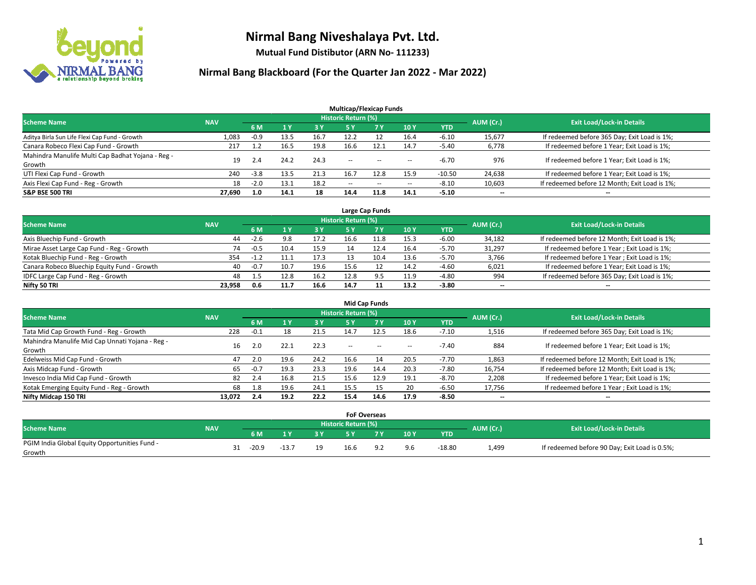# Nirmal Bang Niveshalaya Pvt. Ltd.

**Mutual Fund Distibutor (ARN No- 111233)**

## Nirmal Bang Blackboard (For the Quarter Jan 2022 - Mar 2022)

### Multicap/Flexicap Funds

| Scheme Name | NAV | Historic Return (%) | | | | | | | AUM (Cr.) | Exit Load/Lock-in Details |
|---|---|---|---|---|---|---|---|---|---|---|
| | | 6 M | 1 Y | 3 Y | 5 Y | 7 Y | 10 Y | YTD | | |
| Aditya Birla Sun Life Flexi Cap Fund - Growth | 1,083 | -0.9 | 13.5 | 16.7 | 12.2 | 12 | 16.4 | -6.10 | 15,677 | If redeemed before 365 Day; Exit Load is 1%; |
| Canara Robeco Flexi Cap Fund - Growth | 217 | 1.2 | 16.5 | 19.8 | 16.6 | 12.1 | 14.7 | -5.40 | 6,778 | If redeemed before 1 Year; Exit Load is 1%; |
| Mahindra Manulife Multi Cap Badhat Yojana - Reg - Growth | 19 | 2.4 | 24.2 | 24.3 | -- | -- | -- | -6.70 | 976 | If redeemed before 1 Year; Exit Load is 1%; |
| UTI Flexi Cap Fund - Growth | 240 | -3.8 | 13.5 | 21.3 | 16.7 | 12.8 | 15.9 | -10.50 | 24,638 | If redeemed before 1 Year; Exit Load is 1%; |
| Axis Flexi Cap Fund - Reg - Growth | 18 | -2.0 | 13.1 | 18.2 | -- | -- | -- | -8.10 | 10,603 | If redeemed before 12 Month; Exit Load is 1%; |
| **S&P BSE 500 TRI** | **27,690** | **1.0** | **14.1** | **18** | **14.4** | **11.8** | **14.1** | **-5.10** | **--** | **--** |

### Large Cap Funds

| Scheme Name | NAV | Historic Return (%) | | | | | | | AUM (Cr.) | Exit Load/Lock-in Details |
|---|---|---|---|---|---|---|---|---|---|---|
| | | 6 M | 1 Y | 3 Y | 5 Y | 7 Y | 10 Y | YTD | | |
| Axis Bluechip Fund - Growth | 44 | -2.6 | 9.8 | 17.2 | 16.6 | 11.8 | 15.3 | -6.00 | 34,182 | If redeemed before 12 Month; Exit Load is 1%; |
| Mirae Asset Large Cap Fund - Reg - Growth | 74 | -0.5 | 10.4 | 15.9 | 14 | 12.4 | 16.4 | -5.70 | 31,297 | If redeemed before 1 Year ; Exit Load is 1%; |
| Kotak Bluechip Fund - Reg - Growth | 354 | -1.2 | 11.1 | 17.3 | 13 | 10.4 | 13.6 | -5.70 | 3,766 | If redeemed before 1 Year ; Exit Load is 1%; |
| Canara Robeco Bluechip Equity Fund - Growth | 40 | -0.7 | 10.7 | 19.6 | 15.6 | 12 | 14.2 | -4.60 | 6,021 | If redeemed before 1 Year; Exit Load is 1%; |
| IDFC Large Cap Fund - Reg - Growth | 48 | 1.5 | 12.8 | 16.2 | 12.8 | 9.5 | 11.9 | -4.80 | 994 | If redeemed before 365 Day; Exit Load is 1%; |
| **Nifty 50 TRI** | **23,958** | **0.6** | **11.7** | **16.6** | **14.7** | **11** | **13.2** | **-3.80** | **--** | **--** |

### Mid Cap Funds

| Scheme Name | NAV | Historic Return (%) | | | | | | | AUM (Cr.) | Exit Load/Lock-in Details |
|---|---|---|---|---|---|---|---|---|---|---|
| | | 6 M | 1 Y | 3 Y | 5 Y | 7 Y | 10 Y | YTD | | |
| Tata Mid Cap Growth Fund - Reg - Growth | 228 | -0.1 | 18 | 21.5 | 14.7 | 12.5 | 18.6 | -7.10 | 1,516 | If redeemed before 365 Day; Exit Load is 1%; |
| Mahindra Manulife Mid Cap Unnati Yojana - Reg - Growth | 16 | 2.0 | 22.1 | 22.3 | -- | -- | -- | -7.40 | 884 | If redeemed before 1 Year; Exit Load is 1%; |
| Edelweiss Mid Cap Fund - Growth | 47 | 2.0 | 19.6 | 24.2 | 16.6 | 14 | 20.5 | -7.70 | 1,863 | If redeemed before 12 Month; Exit Load is 1%; |
| Axis Midcap Fund - Growth | 65 | -0.7 | 19.3 | 23.3 | 19.6 | 14.4 | 20.3 | -7.80 | 16,754 | If redeemed before 12 Month; Exit Load is 1%; |
| Invesco India Mid Cap Fund - Growth | 82 | 2.4 | 16.8 | 21.5 | 15.6 | 12.9 | 19.1 | -8.70 | 2,208 | If redeemed before 1 Year; Exit Load is 1%; |
| Kotak Emerging Equity Fund - Reg - Growth | 68 | 1.8 | 19.6 | 24.1 | 15.5 | 15 | 20 | -6.50 | 17,756 | If redeemed before 1 Year ; Exit Load is 1%; |
| **Nifty Midcap 150 TRI** | **13,072** | **2.4** | **19.2** | **22.2** | **15.4** | **14.6** | **17.9** | **-8.50** | **--** | **--** |

### FoF Overseas

| Scheme Name | NAV | Historic Return (%) | | | | | | | AUM (Cr.) | Exit Load/Lock-in Details |
|---|---|---|---|---|---|---|---|---|---|---|
| | | 6 M | 1 Y | 3 Y | 5 Y | 7 Y | 10 Y | YTD | | |
| PGIM India Global Equity Opportunities Fund - Growth | 31 | -20.9 | -13.7 | 19 | 16.6 | 9.2 | 9.6 | -18.80 | 1,499 | If redeemed before 90 Day; Exit Load is 0.5%; |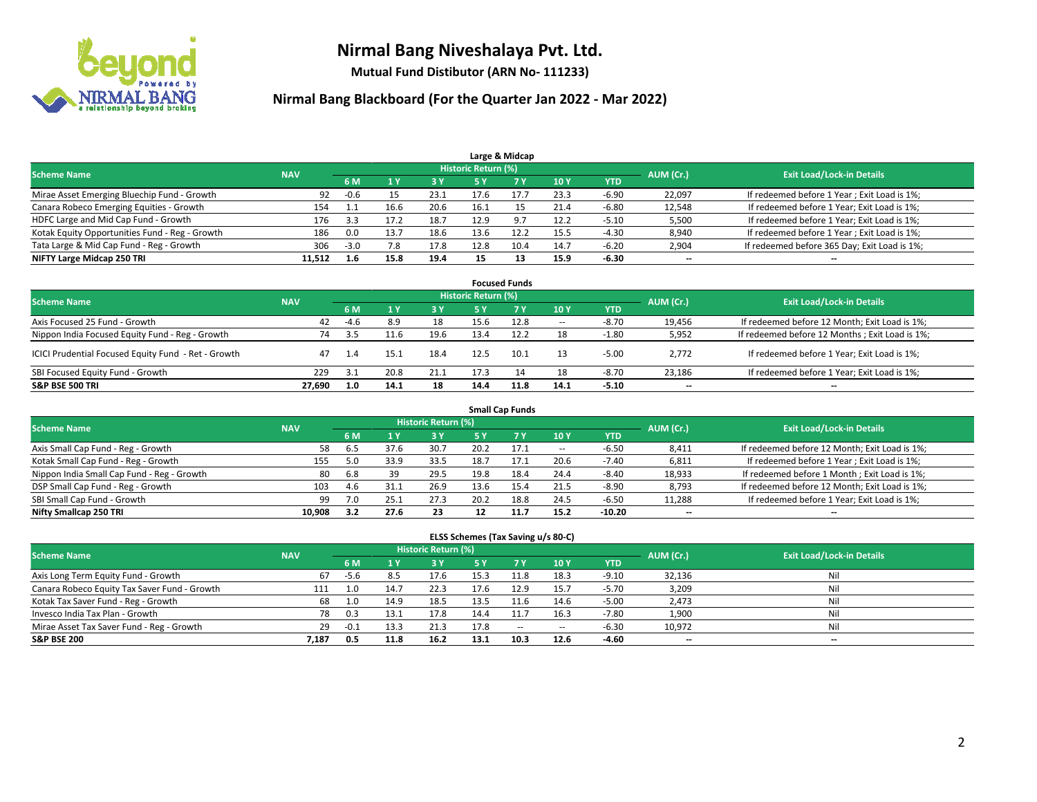# Nirmal Bang Niveshalaya Pvt. Ltd.

**Mutual Fund Distibutor (ARN No- 111233)**

## Nirmal Bang Blackboard (For the Quarter Jan 2022 - Mar 2022)

### Large & Midcap

| Scheme Name | NAV | Historic Return (%) | | | | | | | AUM (Cr.) | Exit Load/Lock-in Details |
|---|---|---|---|---|---|---|---|---|---|---|
| | | 6 M | 1 Y | 3 Y | 5 Y | 7 Y | 10 Y | YTD | | |
| Mirae Asset Emerging Bluechip Fund - Growth | 92 | -0.6 | 15 | 23.1 | 17.6 | 17.7 | 23.3 | -6.90 | 22,097 | If redeemed before 1 Year ; Exit Load is 1%; |
| Canara Robeco Emerging Equities - Growth | 154 | 1.1 | 16.6 | 20.6 | 16.1 | 15 | 21.4 | -6.80 | 12,548 | If redeemed before 1 Year; Exit Load is 1%; |
| HDFC Large and Mid Cap Fund - Growth | 176 | 3.3 | 17.2 | 18.7 | 12.9 | 9.7 | 12.2 | -5.10 | 5,500 | If redeemed before 1 Year; Exit Load is 1%; |
| Kotak Equity Opportunities Fund - Reg - Growth | 186 | 0.0 | 13.7 | 18.6 | 13.6 | 12.2 | 15.5 | -4.30 | 8,940 | If redeemed before 1 Year ; Exit Load is 1%; |
| Tata Large & Mid Cap Fund - Reg - Growth | 306 | -3.0 | 7.8 | 17.8 | 12.8 | 10.4 | 14.7 | -6.20 | 2,904 | If redeemed before 365 Day; Exit Load is 1%; |
| **NIFTY Large Midcap 250 TRI** | **11,512** | **1.6** | **15.8** | **19.4** | **15** | **13** | **15.9** | **-6.30** | **--** | **--** |

### Focused Funds

| Scheme Name | NAV | Historic Return (%) | | | | | | | AUM (Cr.) | Exit Load/Lock-in Details |
|---|---|---|---|---|---|---|---|---|---|---|
| | | 6 M | 1 Y | 3 Y | 5 Y | 7 Y | 10 Y | YTD | | |
| Axis Focused 25 Fund - Growth | 42 | -4.6 | 8.9 | 18 | 15.6 | 12.8 | -- | -8.70 | 19,456 | If redeemed before 12 Month; Exit Load is 1%; |
| Nippon India Focused Equity Fund - Reg - Growth | 74 | 3.5 | 11.6 | 19.6 | 13.4 | 12.2 | 18 | -1.80 | 5,952 | If redeemed before 12 Months ; Exit Load is 1%; |
| ICICI Prudential Focused Equity Fund - Ret - Growth | 47 | 1.4 | 15.1 | 18.4 | 12.5 | 10.1 | 13 | -5.00 | 2,772 | If redeemed before 1 Year; Exit Load is 1%; |
| SBI Focused Equity Fund - Growth | 229 | 3.1 | 20.8 | 21.1 | 17.3 | 14 | 18 | -8.70 | 23,186 | If redeemed before 1 Year; Exit Load is 1%; |
| **S&P BSE 500 TRI** | **27,690** | **1.0** | **14.1** | **18** | **14.4** | **11.8** | **14.1** | **-5.10** | **--** | **--** |

### Small Cap Funds

| Scheme Name | NAV | Historic Return (%) | | | | | | | AUM (Cr.) | Exit Load/Lock-in Details |
|---|---|---|---|---|---|---|---|---|---|---|
| | | 6 M | 1 Y | 3 Y | 5 Y | 7 Y | 10 Y | YTD | | |
| Axis Small Cap Fund - Reg - Growth | 58 | 6.5 | 37.6 | 30.7 | 20.2 | 17.1 | -- | -6.50 | 8,411 | If redeemed before 12 Month; Exit Load is 1%; |
| Kotak Small Cap Fund - Reg - Growth | 155 | 5.0 | 33.9 | 33.5 | 18.7 | 17.1 | 20.6 | -7.40 | 6,811 | If redeemed before 1 Year ; Exit Load is 1%; |
| Nippon India Small Cap Fund - Reg - Growth | 80 | 6.8 | 39 | 29.5 | 19.8 | 18.4 | 24.4 | -8.40 | 18,933 | If redeemed before 1 Month ; Exit Load is 1%; |
| DSP Small Cap Fund - Reg - Growth | 103 | 4.6 | 31.1 | 26.9 | 13.6 | 15.4 | 21.5 | -8.90 | 8,793 | If redeemed before 12 Month; Exit Load is 1%; |
| SBI Small Cap Fund - Growth | 99 | 7.0 | 25.1 | 27.3 | 20.2 | 18.8 | 24.5 | -6.50 | 11,288 | If redeemed before 1 Year; Exit Load is 1%; |
| **Nifty Smallcap 250 TRI** | **10,908** | **3.2** | **27.6** | **23** | **12** | **11.7** | **15.2** | **-10.20** | **--** | **--** |

### ELSS Schemes (Tax Saving u/s 80-C)

| Scheme Name | NAV | Historic Return (%) | | | | | | | AUM (Cr.) | Exit Load/Lock-in Details |
|---|---|---|---|---|---|---|---|---|---|---|
| | | 6 M | 1 Y | 3 Y | 5 Y | 7 Y | 10 Y | YTD | | |
| Axis Long Term Equity Fund - Growth | 67 | -5.6 | 8.5 | 17.6 | 15.3 | 11.8 | 18.3 | -9.10 | 32,136 | Nil |
| Canara Robeco Equity Tax Saver Fund - Growth | 111 | 1.0 | 14.7 | 22.3 | 17.6 | 12.9 | 15.7 | -5.70 | 3,209 | Nil |
| Kotak Tax Saver Fund - Reg - Growth | 68 | 1.0 | 14.9 | 18.5 | 13.5 | 11.6 | 14.6 | -5.00 | 2,473 | Nil |
| Invesco India Tax Plan - Growth | 78 | 0.3 | 13.1 | 17.8 | 14.4 | 11.7 | 16.3 | -7.80 | 1,900 | Nil |
| Mirae Asset Tax Saver Fund - Reg - Growth | 29 | -0.1 | 13.3 | 21.3 | 17.8 | -- | -- | -6.30 | 10,972 | Nil |
| **S&P BSE 200** | **7,187** | **0.5** | **11.8** | **16.2** | **13.1** | **10.3** | **12.6** | **-4.60** | **--** | **--** |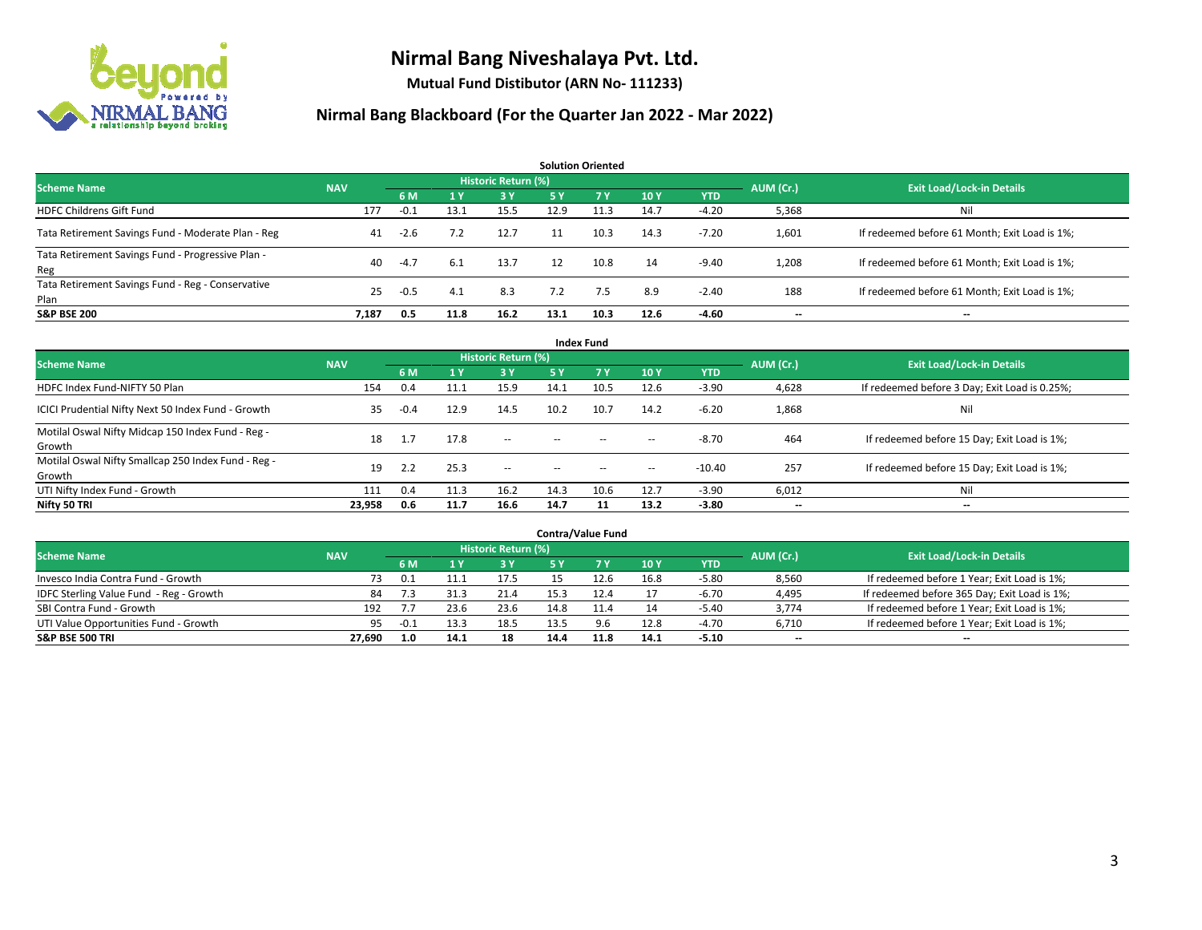# Nirmal Bang Niveshalaya Pvt. Ltd.

**Mutual Fund Distibutor (ARN No- 111233)**

## Nirmal Bang Blackboard (For the Quarter Jan 2022 - Mar 2022)

### Solution Oriented

| Scheme Name | NAV | Historic Return (%) | | | | | | | AUM (Cr.) | Exit Load/Lock-in Details |
|---|---|---|---|---|---|---|---|---|---|---|
| | | 6 M | 1 Y | 3 Y | 5 Y | 7 Y | 10 Y | YTD | | |
| HDFC Childrens Gift Fund | 177 | -0.1 | 13.1 | 15.5 | 12.9 | 11.3 | 14.7 | -4.20 | 5,368 | Nil |
| Tata Retirement Savings Fund - Moderate Plan - Reg | 41 | -2.6 | 7.2 | 12.7 | 11 | 10.3 | 14.3 | -7.20 | 1,601 | If redeemed before 61 Month; Exit Load is 1%; |
| Tata Retirement Savings Fund - Progressive Plan - Reg | 40 | -4.7 | 6.1 | 13.7 | 12 | 10.8 | 14 | -9.40 | 1,208 | If redeemed before 61 Month; Exit Load is 1%; |
| Tata Retirement Savings Fund - Reg - Conservative Plan | 25 | -0.5 | 4.1 | 8.3 | 7.2 | 7.5 | 8.9 | -2.40 | 188 | If redeemed before 61 Month; Exit Load is 1%; |
| **S&P BSE 200** | **7,187** | **0.5** | **11.8** | **16.2** | **13.1** | **10.3** | **12.6** | **-4.60** | **--** | **--** |

### Index Fund

| Scheme Name | NAV | Historic Return (%) | | | | | | | AUM (Cr.) | Exit Load/Lock-in Details |
|---|---|---|---|---|---|---|---|---|---|---|
| | | 6 M | 1 Y | 3 Y | 5 Y | 7 Y | 10 Y | YTD | | |
| HDFC Index Fund-NIFTY 50 Plan | 154 | 0.4 | 11.1 | 15.9 | 14.1 | 10.5 | 12.6 | -3.90 | 4,628 | If redeemed before 3 Day; Exit Load is 0.25%; |
| ICICI Prudential Nifty Next 50 Index Fund - Growth | 35 | -0.4 | 12.9 | 14.5 | 10.2 | 10.7 | 14.2 | -6.20 | 1,868 | Nil |
| Motilal Oswal Nifty Midcap 150 Index Fund - Reg - Growth | 18 | 1.7 | 17.8 | -- | -- | -- | -- | -8.70 | 464 | If redeemed before 15 Day; Exit Load is 1%; |
| Motilal Oswal Nifty Smallcap 250 Index Fund - Reg - Growth | 19 | 2.2 | 25.3 | -- | -- | -- | -- | -10.40 | 257 | If redeemed before 15 Day; Exit Load is 1%; |
| UTI Nifty Index Fund - Growth | 111 | 0.4 | 11.3 | 16.2 | 14.3 | 10.6 | 12.7 | -3.90 | 6,012 | Nil |
| **Nifty 50 TRI** | **23,958** | **0.6** | **11.7** | **16.6** | **14.7** | **11** | **13.2** | **-3.80** | **--** | **--** |

### Contra/Value Fund

| Scheme Name | NAV | Historic Return (%) | | | | | | | AUM (Cr.) | Exit Load/Lock-in Details |
|---|---|---|---|---|---|---|---|---|---|---|
| | | 6 M | 1 Y | 3 Y | 5 Y | 7 Y | 10 Y | YTD | | |
| Invesco India Contra Fund - Growth | 73 | 0.1 | 11.1 | 17.5 | 15 | 12.6 | 16.8 | -5.80 | 8,560 | If redeemed before 1 Year; Exit Load is 1%; |
| IDFC Sterling Value Fund - Reg - Growth | 84 | 7.3 | 31.3 | 21.4 | 15.3 | 12.4 | 17 | -6.70 | 4,495 | If redeemed before 365 Day; Exit Load is 1%; |
| SBI Contra Fund - Growth | 192 | 7.7 | 23.6 | 23.6 | 14.8 | 11.4 | 14 | -5.40 | 3,774 | If redeemed before 1 Year; Exit Load is 1%; |
| UTI Value Opportunities Fund - Growth | 95 | -0.1 | 13.3 | 18.5 | 13.5 | 9.6 | 12.8 | -4.70 | 6,710 | If redeemed before 1 Year; Exit Load is 1%; |
| **S&P BSE 500 TRI** | **27,690** | **1.0** | **14.1** | **18** | **14.4** | **11.8** | **14.1** | **-5.10** | **--** | **--** |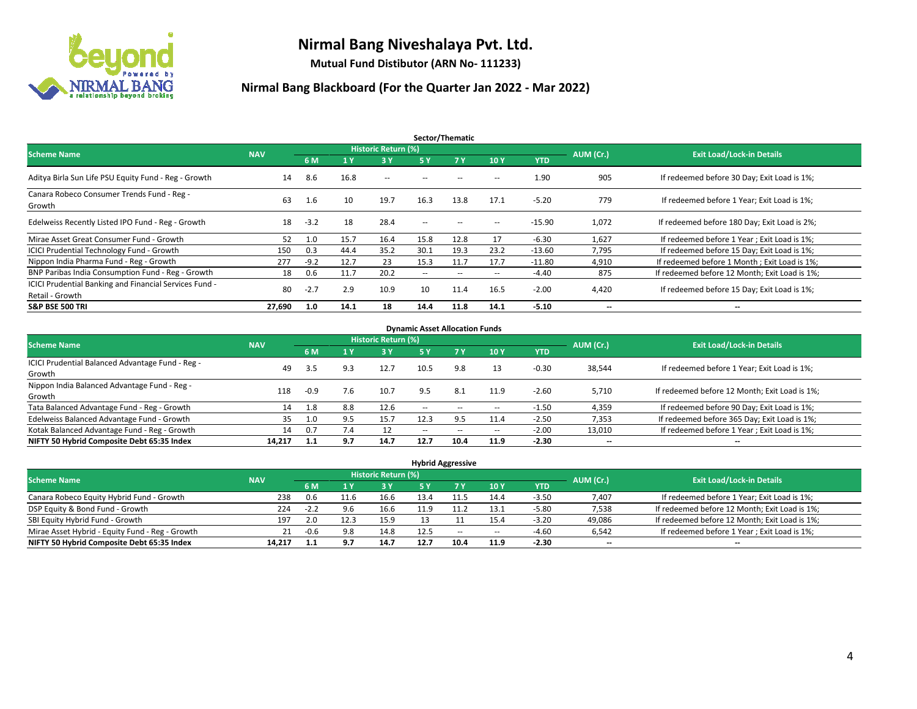# Nirmal Bang Niveshalaya Pvt. Ltd.

**Mutual Fund Distibutor (ARN No- 111233)**

## Nirmal Bang Blackboard (For the Quarter Jan 2022 - Mar 2022)

### Sector/Thematic

| Scheme Name | NAV | Historic Return (%) | | | | | | | AUM (Cr.) | Exit Load/Lock-in Details |
|---|---|---|---|---|---|---|---|---|---|---|
| | | 6 M | 1 Y | 3 Y | 5 Y | 7 Y | 10 Y | YTD | | |
| Aditya Birla Sun Life PSU Equity Fund - Reg - Growth | 14 | 8.6 | 16.8 | -- | -- | -- | -- | 1.90 | 905 | If redeemed before 30 Day; Exit Load is 1%; |
| Canara Robeco Consumer Trends Fund - Reg - Growth | 63 | 1.6 | 10 | 19.7 | 16.3 | 13.8 | 17.1 | -5.20 | 779 | If redeemed before 1 Year; Exit Load is 1%; |
| Edelweiss Recently Listed IPO Fund - Reg - Growth | 18 | -3.2 | 18 | 28.4 | -- | -- | -- | -15.90 | 1,072 | If redeemed before 180 Day; Exit Load is 2%; |
| Mirae Asset Great Consumer Fund - Growth | 52 | 1.0 | 15.7 | 16.4 | 15.8 | 12.8 | 17 | -6.30 | 1,627 | If redeemed before 1 Year ; Exit Load is 1%; |
| ICICI Prudential Technology Fund - Growth | 150 | 0.3 | 44.4 | 35.2 | 30.1 | 19.3 | 23.2 | -13.60 | 7,795 | If redeemed before 15 Day; Exit Load is 1%; |
| Nippon India Pharma Fund - Reg - Growth | 277 | -9.2 | 12.7 | 23 | 15.3 | 11.7 | 17.7 | -11.80 | 4,910 | If redeemed before 1 Month ; Exit Load is 1%; |
| BNP Paribas India Consumption Fund - Reg - Growth | 18 | 0.6 | 11.7 | 20.2 | -- | -- | -- | -4.40 | 875 | If redeemed before 12 Month; Exit Load is 1%; |
| ICICI Prudential Banking and Financial Services Fund - Retail - Growth | 80 | -2.7 | 2.9 | 10.9 | 10 | 11.4 | 16.5 | -2.00 | 4,420 | If redeemed before 15 Day; Exit Load is 1%; |
| **S&P BSE 500 TRI** | **27,690** | **1.0** | **14.1** | **18** | **14.4** | **11.8** | **14.1** | **-5.10** | **--** | **--** |

### Dynamic Asset Allocation Funds

| Scheme Name | NAV | Historic Return (%) | | | | | | | AUM (Cr.) | Exit Load/Lock-in Details |
|---|---|---|---|---|---|---|---|---|---|---|
| | | 6 M | 1 Y | 3 Y | 5 Y | 7 Y | 10 Y | YTD | | |
| ICICI Prudential Balanced Advantage Fund - Reg - Growth | 49 | 3.5 | 9.3 | 12.7 | 10.5 | 9.8 | 13 | -0.30 | 38,544 | If redeemed before 1 Year; Exit Load is 1%; |
| Nippon India Balanced Advantage Fund - Reg - Growth | 118 | -0.9 | 7.6 | 10.7 | 9.5 | 8.1 | 11.9 | -2.60 | 5,710 | If redeemed before 12 Month; Exit Load is 1%; |
| Tata Balanced Advantage Fund - Reg - Growth | 14 | 1.8 | 8.8 | 12.6 | -- | -- | -- | -1.50 | 4,359 | If redeemed before 90 Day; Exit Load is 1%; |
| Edelweiss Balanced Advantage Fund - Growth | 35 | 1.0 | 9.5 | 15.7 | 12.3 | 9.5 | 11.4 | -2.50 | 7,353 | If redeemed before 365 Day; Exit Load is 1%; |
| Kotak Balanced Advantage Fund - Reg - Growth | 14 | 0.7 | 7.4 | 12 | -- | -- | -- | -2.00 | 13,010 | If redeemed before 1 Year ; Exit Load is 1%; |
| **NIFTY 50 Hybrid Composite Debt 65:35 Index** | **14,217** | **1.1** | **9.7** | **14.7** | **12.7** | **10.4** | **11.9** | **-2.30** | **--** | **--** |

### Hybrid Aggressive

| Scheme Name | NAV | Historic Return (%) | | | | | | | AUM (Cr.) | Exit Load/Lock-in Details |
|---|---|---|---|---|---|---|---|---|---|---|
| | | 6 M | 1 Y | 3 Y | 5 Y | 7 Y | 10 Y | YTD | | |
| Canara Robeco Equity Hybrid Fund - Growth | 238 | 0.6 | 11.6 | 16.6 | 13.4 | 11.5 | 14.4 | -3.50 | 7,407 | If redeemed before 1 Year; Exit Load is 1%; |
| DSP Equity & Bond Fund - Growth | 224 | -2.2 | 9.6 | 16.6 | 11.9 | 11.2 | 13.1 | -5.80 | 7,538 | If redeemed before 12 Month; Exit Load is 1%; |
| SBI Equity Hybrid Fund - Growth | 197 | 2.0 | 12.3 | 15.9 | 13 | 11 | 15.4 | -3.20 | 49,086 | If redeemed before 12 Month; Exit Load is 1%; |
| Mirae Asset Hybrid - Equity Fund - Reg - Growth | 21 | -0.6 | 9.8 | 14.8 | 12.5 | -- | -- | -4.60 | 6,542 | If redeemed before 1 Year ; Exit Load is 1%; |
| **NIFTY 50 Hybrid Composite Debt 65:35 Index** | **14,217** | **1.1** | **9.7** | **14.7** | **12.7** | **10.4** | **11.9** | **-2.30** | **--** | **--** |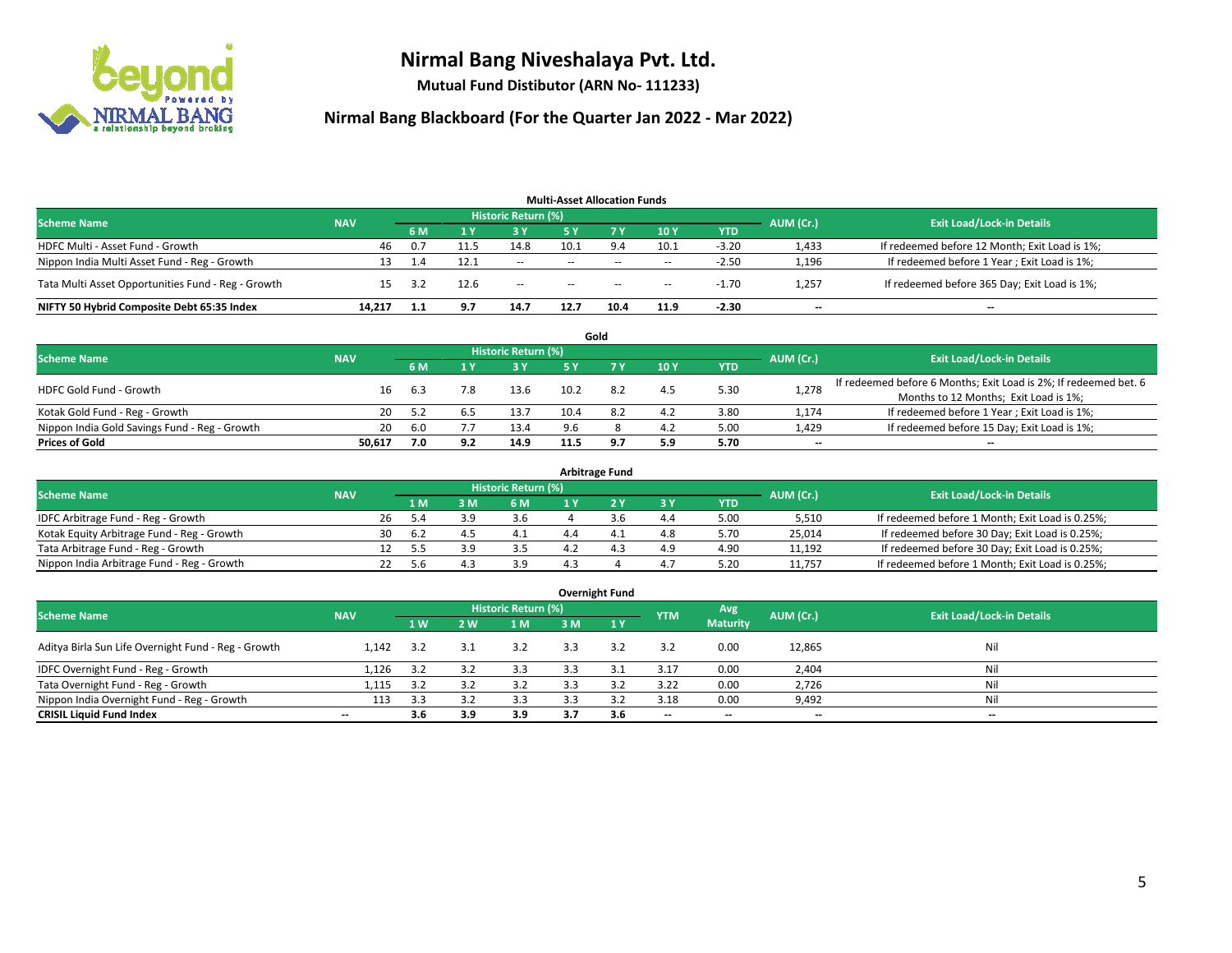# Nirmal Bang Niveshalaya Pvt. Ltd.

**Mutual Fund Distibutor (ARN No- 111233)**

## Nirmal Bang Blackboard (For the Quarter Jan 2022 - Mar 2022)

### Multi-Asset Allocation Funds

| Scheme Name | NAV | Historic Return (%) | | | | | | | AUM (Cr.) | Exit Load/Lock-in Details |
|---|---|---|---|---|---|---|---|---|---|---|
| | | 6 M | 1 Y | 3 Y | 5 Y | 7 Y | 10 Y | YTD | | |
| HDFC Multi - Asset Fund - Growth | 46 | 0.7 | 11.5 | 14.8 | 10.1 | 9.4 | 10.1 | -3.20 | 1,433 | If redeemed before 12 Month; Exit Load is 1%; |
| Nippon India Multi Asset Fund - Reg - Growth | 13 | 1.4 | 12.1 | -- | -- | -- | -- | -2.50 | 1,196 | If redeemed before 1 Year ; Exit Load is 1%; |
| Tata Multi Asset Opportunities Fund - Reg - Growth | 15 | 3.2 | 12.6 | -- | -- | -- | -- | -1.70 | 1,257 | If redeemed before 365 Day; Exit Load is 1%; |
| **NIFTY 50 Hybrid Composite Debt 65:35 Index** | **14,217** | **1.1** | **9.7** | **14.7** | **12.7** | **10.4** | **11.9** | **-2.30** | **--** | **--** |

### Gold

| Scheme Name | NAV | Historic Return (%) | | | | | | | AUM (Cr.) | Exit Load/Lock-in Details |
|---|---|---|---|---|---|---|---|---|---|---|
| | | 6 M | 1 Y | 3 Y | 5 Y | 7 Y | 10 Y | YTD | | |
| HDFC Gold Fund - Growth | 16 | 6.3 | 7.8 | 13.6 | 10.2 | 8.2 | 4.5 | 5.30 | 1,278 | If redeemed before 6 Months; Exit Load is 2%; If redeemed bet. 6 Months to 12 Months; Exit Load is 1%; |
| Kotak Gold Fund - Reg - Growth | 20 | 5.2 | 6.5 | 13.7 | 10.4 | 8.2 | 4.2 | 3.80 | 1,174 | If redeemed before 1 Year ; Exit Load is 1%; |
| Nippon India Gold Savings Fund - Reg - Growth | 20 | 6.0 | 7.7 | 13.4 | 9.6 | 8 | 4.2 | 5.00 | 1,429 | If redeemed before 15 Day; Exit Load is 1%; |
| **Prices of Gold** | **50,617** | **7.0** | **9.2** | **14.9** | **11.5** | **9.7** | **5.9** | **5.70** | **--** | **--** |

### Arbitrage Fund

| Scheme Name | NAV | Historic Return (%) | | | | | | | AUM (Cr.) | Exit Load/Lock-in Details |
|---|---|---|---|---|---|---|---|---|---|---|
| | | 1 M | 3 M | 6 M | 1 Y | 2 Y | 3 Y | YTD | | |
| IDFC Arbitrage Fund - Reg - Growth | 26 | 5.4 | 3.9 | 3.6 | 4 | 3.6 | 4.4 | 5.00 | 5,510 | If redeemed before 1 Month; Exit Load is 0.25%; |
| Kotak Equity Arbitrage Fund - Reg - Growth | 30 | 6.2 | 4.5 | 4.1 | 4.4 | 4.1 | 4.8 | 5.70 | 25,014 | If redeemed before 30 Day; Exit Load is 0.25%; |
| Tata Arbitrage Fund - Reg - Growth | 12 | 5.5 | 3.9 | 3.5 | 4.2 | 4.3 | 4.9 | 4.90 | 11,192 | If redeemed before 30 Day; Exit Load is 0.25%; |
| Nippon India Arbitrage Fund - Reg - Growth | 22 | 5.6 | 4.3 | 3.9 | 4.3 | 4 | 4.7 | 5.20 | 11,757 | If redeemed before 1 Month; Exit Load is 0.25%; |

### Overnight Fund

| Scheme Name | NAV | Historic Return (%) | | | | | YTM | Avg Maturity | AUM (Cr.) | Exit Load/Lock-in Details |
|---|---|---|---|---|---|---|---|---|---|---|
| | | 1 W | 2 W | 1 M | 3 M | 1 Y | | | | |
| Aditya Birla Sun Life Overnight Fund - Reg - Growth | 1,142 | 3.2 | 3.1 | 3.2 | 3.3 | 3.2 | 3.2 | 0.00 | 12,865 | Nil |
| IDFC Overnight Fund - Reg - Growth | 1,126 | 3.2 | 3.2 | 3.3 | 3.3 | 3.1 | 3.17 | 0.00 | 2,404 | Nil |
| Tata Overnight Fund - Reg - Growth | 1,115 | 3.2 | 3.2 | 3.2 | 3.3 | 3.2 | 3.22 | 0.00 | 2,726 | Nil |
| Nippon India Overnight Fund - Reg - Growth | 113 | 3.3 | 3.2 | 3.3 | 3.3 | 3.2 | 3.18 | 0.00 | 9,492 | Nil |
| **CRISIL Liquid Fund Index** | **--** | **3.6** | **3.9** | **3.9** | **3.7** | **3.6** | **--** | **--** | **--** | **--** |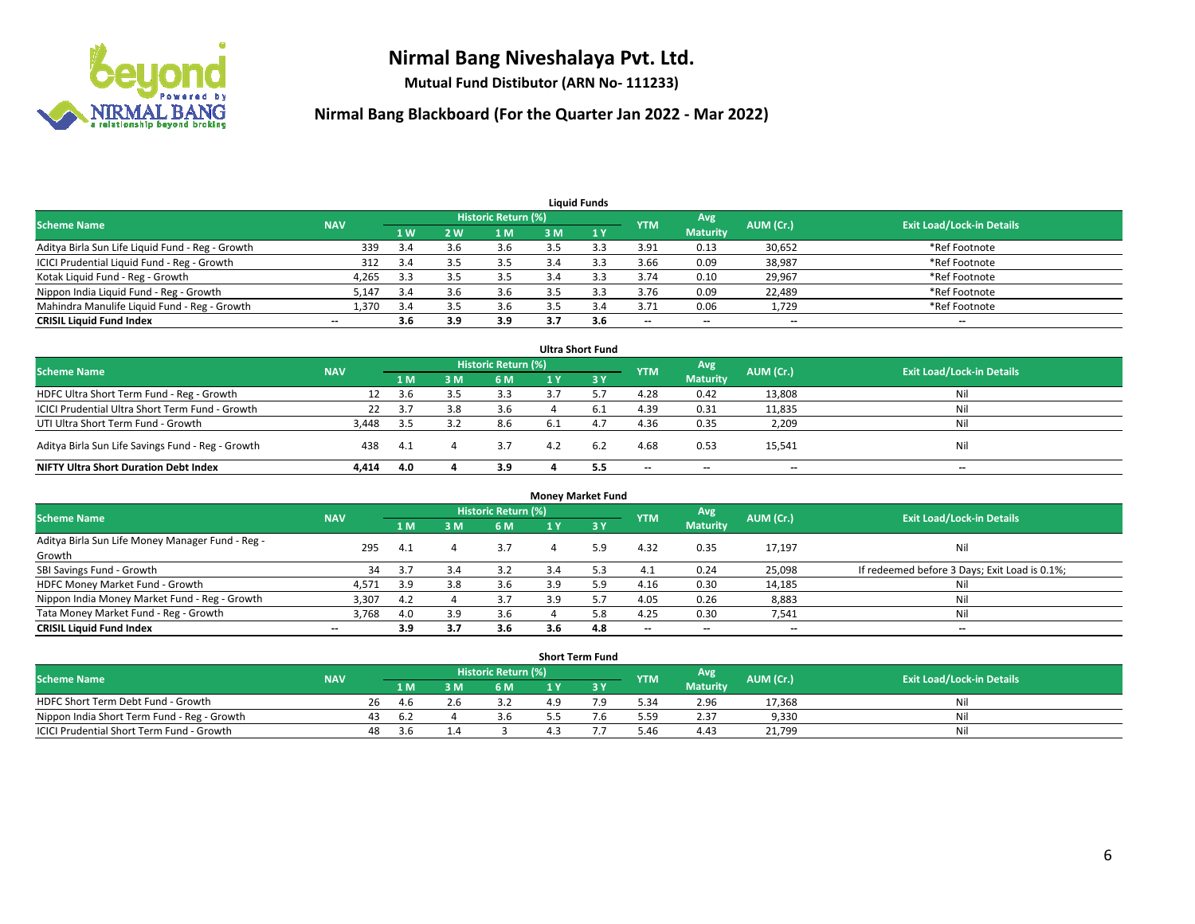# Nirmal Bang Niveshalaya Pvt. Ltd.

**Mutual Fund Distibutor (ARN No- 111233)**

## Nirmal Bang Blackboard (For the Quarter Jan 2022 - Mar 2022)

### Liquid Funds

| Scheme Name | NAV | Historic Return (%) | | | | | YTM | Avg Maturity | AUM (Cr.) | Exit Load/Lock-in Details |
|---|---|---|---|---|---|---|---|---|---|---|
| | | 1 W | 2 W | 1 M | 3 M | 1 Y | | | | |
| Aditya Birla Sun Life Liquid Fund - Reg - Growth | 339 | 3.4 | 3.6 | 3.6 | 3.5 | 3.3 | 3.91 | 0.13 | 30,652 | *Ref Footnote |
| ICICI Prudential Liquid Fund - Reg - Growth | 312 | 3.4 | 3.5 | 3.5 | 3.4 | 3.3 | 3.66 | 0.09 | 38,987 | *Ref Footnote |
| Kotak Liquid Fund - Reg - Growth | 4,265 | 3.3 | 3.5 | 3.5 | 3.4 | 3.3 | 3.74 | 0.10 | 29,967 | *Ref Footnote |
| Nippon India Liquid Fund - Reg - Growth | 5,147 | 3.4 | 3.6 | 3.6 | 3.5 | 3.3 | 3.76 | 0.09 | 22,489 | *Ref Footnote |
| Mahindra Manulife Liquid Fund - Reg - Growth | 1,370 | 3.4 | 3.5 | 3.6 | 3.5 | 3.4 | 3.71 | 0.06 | 1,729 | *Ref Footnote |
| **CRISIL Liquid Fund Index** | -- | **3.6** | **3.9** | **3.9** | **3.7** | **3.6** | -- | -- | -- | -- |

### Ultra Short Fund

| Scheme Name | NAV | Historic Return (%) | | | | | YTM | Avg Maturity | AUM (Cr.) | Exit Load/Lock-in Details |
|---|---|---|---|---|---|---|---|---|---|---|
| | | 1 M | 3 M | 6 M | 1 Y | 3 Y | | | | |
| HDFC Ultra Short Term Fund - Reg - Growth | 12 | 3.6 | 3.5 | 3.3 | 3.7 | 5.7 | 4.28 | 0.42 | 13,808 | Nil |
| ICICI Prudential Ultra Short Term Fund - Growth | 22 | 3.7 | 3.8 | 3.6 | 4 | 6.1 | 4.39 | 0.31 | 11,835 | Nil |
| UTI Ultra Short Term Fund - Growth | 3,448 | 3.5 | 3.2 | 8.6 | 6.1 | 4.7 | 4.36 | 0.35 | 2,209 | Nil |
| Aditya Birla Sun Life Savings Fund - Reg - Growth | 438 | 4.1 | 4 | 3.7 | 4.2 | 6.2 | 4.68 | 0.53 | 15,541 | Nil |
| **NIFTY Ultra Short Duration Debt Index** | **4,414** | **4.0** | **4** | **3.9** | **4** | **5.5** | -- | -- | -- | -- |

### Money Market Fund

| Scheme Name | NAV | Historic Return (%) | | | | | YTM | Avg Maturity | AUM (Cr.) | Exit Load/Lock-in Details |
|---|---|---|---|---|---|---|---|---|---|---|
| | | 1 M | 3 M | 6 M | 1 Y | 3 Y | | | | |
| Aditya Birla Sun Life Money Manager Fund - Reg - Growth | 295 | 4.1 | 4 | 3.7 | 4 | 5.9 | 4.32 | 0.35 | 17,197 | Nil |
| SBI Savings Fund - Growth | 34 | 3.7 | 3.4 | 3.2 | 3.4 | 5.3 | 4.1 | 0.24 | 25,098 | If redeemed before 3 Days; Exit Load is 0.1%; |
| HDFC Money Market Fund - Growth | 4,571 | 3.9 | 3.8 | 3.6 | 3.9 | 5.9 | 4.16 | 0.30 | 14,185 | Nil |
| Nippon India Money Market Fund - Reg - Growth | 3,307 | 4.2 | 4 | 3.7 | 3.9 | 5.7 | 4.05 | 0.26 | 8,883 | Nil |
| Tata Money Market Fund - Reg - Growth | 3,768 | 4.0 | 3.9 | 3.6 | 4 | 5.8 | 4.25 | 0.30 | 7,541 | Nil |
| **CRISIL Liquid Fund Index** | -- | **3.9** | **3.7** | **3.6** | **3.6** | **4.8** | -- | -- | -- | -- |

### Short Term Fund

| Scheme Name | NAV | Historic Return (%) | | | | | YTM | Avg Maturity | AUM (Cr.) | Exit Load/Lock-in Details |
|---|---|---|---|---|---|---|---|---|---|---|
| | | 1 M | 3 M | 6 M | 1 Y | 3 Y | | | | |
| HDFC Short Term Debt Fund - Growth | 26 | 4.6 | 2.6 | 3.2 | 4.9 | 7.9 | 5.34 | 2.96 | 17,368 | Nil |
| Nippon India Short Term Fund - Reg - Growth | 43 | 6.2 | 4 | 3.6 | 5.5 | 7.6 | 5.59 | 2.37 | 9,330 | Nil |
| ICICI Prudential Short Term Fund - Growth | 48 | 3.6 | 1.4 | 3 | 4.3 | 7.7 | 5.46 | 4.43 | 21,799 | Nil |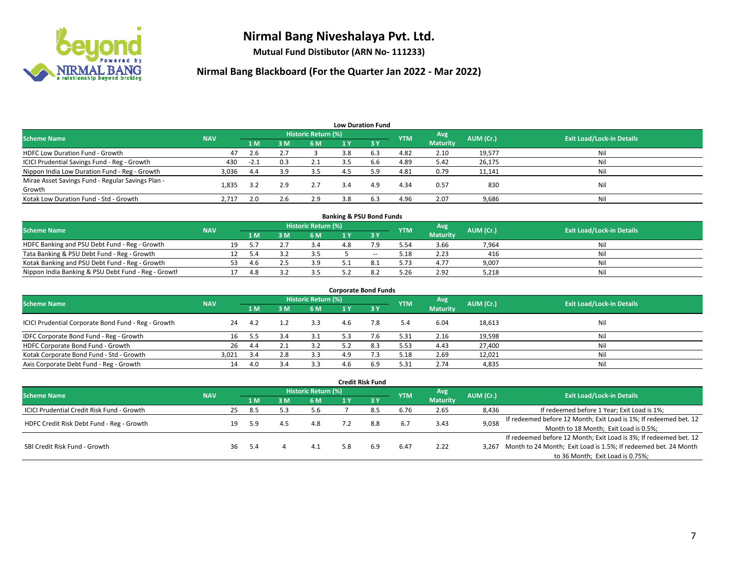# Nirmal Bang Niveshalaya Pvt. Ltd.

**Mutual Fund Distibutor (ARN No- 111233)**

## Nirmal Bang Blackboard (For the Quarter Jan 2022 - Mar 2022)

### Low Duration Fund

| Scheme Name | NAV | Historic Return (%) | | | | | YTM | Avg Maturity | AUM (Cr.) | Exit Load/Lock-in Details |
|---|---|---|---|---|---|---|---|---|---|---|
| | | 1 M | 3 M | 6 M | 1 Y | 3 Y | | | | |
| HDFC Low Duration Fund - Growth | 47 | 2.6 | 2.7 | 3 | 3.8 | 6.3 | 4.82 | 2.10 | 19,577 | Nil |
| ICICI Prudential Savings Fund - Reg - Growth | 430 | -2.1 | 0.3 | 2.1 | 3.5 | 6.6 | 4.89 | 5.42 | 26,175 | Nil |
| Nippon India Low Duration Fund - Reg - Growth | 3,036 | 4.4 | 3.9 | 3.5 | 4.5 | 5.9 | 4.81 | 0.79 | 11,141 | Nil |
| Mirae Asset Savings Fund - Regular Savings Plan - Growth | 1,835 | 3.2 | 2.9 | 2.7 | 3.4 | 4.9 | 4.34 | 0.57 | 830 | Nil |
| Kotak Low Duration Fund - Std - Growth | 2,717 | 2.0 | 2.6 | 2.9 | 3.8 | 6.3 | 4.96 | 2.07 | 9,686 | Nil |

### Banking & PSU Bond Funds

| Scheme Name | NAV | Historic Return (%) | | | | | YTM | Avg Maturity | AUM (Cr.) | Exit Load/Lock-in Details |
|---|---|---|---|---|---|---|---|---|---|---|
| | | 1 M | 3 M | 6 M | 1 Y | 3 Y | | | | |
| HDFC Banking and PSU Debt Fund - Reg - Growth | 19 | 5.7 | 2.7 | 3.4 | 4.8 | 7.9 | 5.54 | 3.66 | 7,964 | Nil |
| Tata Banking & PSU Debt Fund - Reg - Growth | 12 | 5.4 | 3.2 | 3.5 | 5 | -- | 5.18 | 2.23 | 416 | Nil |
| Kotak Banking and PSU Debt Fund - Reg - Growth | 53 | 4.6 | 2.5 | 3.9 | 5.1 | 8.1 | 5.73 | 4.77 | 9,007 | Nil |
| Nippon India Banking & PSU Debt Fund - Reg - Growth | 17 | 4.8 | 3.2 | 3.5 | 5.2 | 8.2 | 5.26 | 2.92 | 5,218 | Nil |

### Corporate Bond Funds

| Scheme Name | NAV | Historic Return (%) | | | | | YTM | Avg Maturity | AUM (Cr.) | Exit Load/Lock-in Details |
|---|---|---|---|---|---|---|---|---|---|---|
| | | 1 M | 3 M | 6 M | 1 Y | 3 Y | | | | |
| ICICI Prudential Corporate Bond Fund - Reg - Growth | 24 | 4.2 | 1.2 | 3.3 | 4.6 | 7.8 | 5.4 | 6.04 | 18,613 | Nil |
| IDFC Corporate Bond Fund - Reg - Growth | 16 | 5.5 | 3.4 | 3.1 | 5.3 | 7.6 | 5.31 | 2.16 | 19,598 | Nil |
| HDFC Corporate Bond Fund - Growth | 26 | 4.4 | 2.1 | 3.2 | 5.2 | 8.3 | 5.53 | 4.43 | 27,400 | Nil |
| Kotak Corporate Bond Fund - Std - Growth | 3,021 | 3.4 | 2.8 | 3.3 | 4.9 | 7.3 | 5.18 | 2.69 | 12,021 | Nil |
| Axis Corporate Debt Fund - Reg - Growth | 14 | 4.0 | 3.4 | 3.3 | 4.6 | 6.9 | 5.31 | 2.74 | 4,835 | Nil |

### Credit Risk Fund

| Scheme Name | NAV | Historic Return (%) | | | | | YTM | Avg Maturity | AUM (Cr.) | Exit Load/Lock-in Details |
|---|---|---|---|---|---|---|---|---|---|---|
| | | 1 M | 3 M | 6 M | 1 Y | 3 Y | | | | |
| ICICI Prudential Credit Risk Fund - Growth | 25 | 8.5 | 5.3 | 5.6 | 7 | 8.5 | 6.76 | 2.65 | 8,436 | If redeemed before 1 Year; Exit Load is 1%; |
| HDFC Credit Risk Debt Fund - Reg - Growth | 19 | 5.9 | 4.5 | 4.8 | 7.2 | 8.8 | 6.7 | 3.43 | 9,038 | If redeemed before 12 Month; Exit Load is 1%; If redeemed bet. 12 Month to 18 Month; Exit Load is 0.5%; |
| SBI Credit Risk Fund - Growth | 36 | 5.4 | 4 | 4.1 | 5.8 | 6.9 | 6.47 | 2.22 | 3,267 | If redeemed before 12 Month; Exit Load is 3%; If redeemed bet. 12 Month to 24 Month; Exit Load is 1.5%; If redeemed bet. 24 Month to 36 Month; Exit Load is 0.75%; |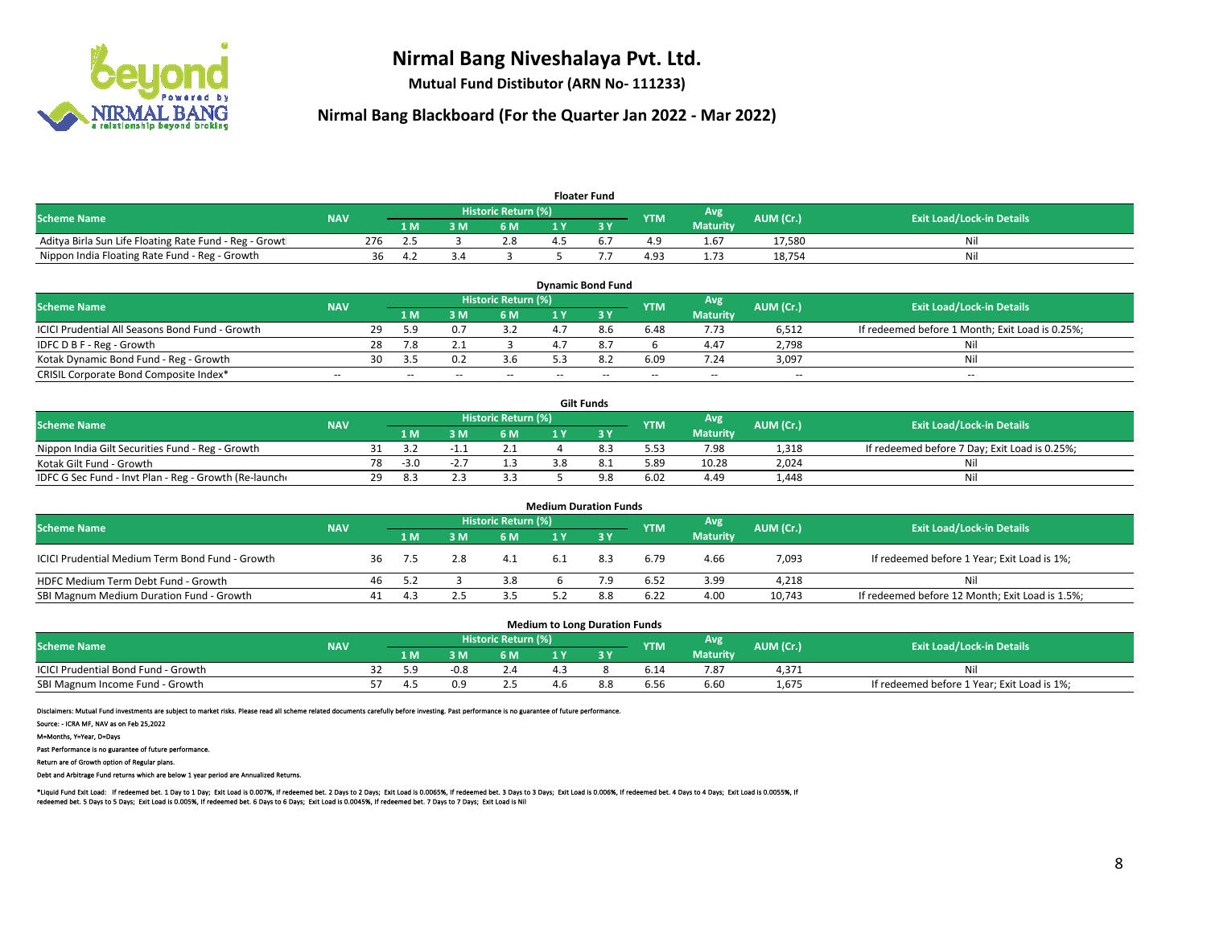# Nirmal Bang Niveshalaya Pvt. Ltd.

**Mutual Fund Distibutor (ARN No- 111233)**

## Nirmal Bang Blackboard (For the Quarter Jan 2022 - Mar 2022)

### Floater Fund

| Scheme Name | NAV | Historic Return (%) | | | | | YTM | Avg Maturity | AUM (Cr.) | Exit Load/Lock-in Details |
|---|---|---|---|---|---|---|---|---|---|---|
| | | 1 M | 3 M | 6 M | 1 Y | 3 Y | | | | |
| Aditya Birla Sun Life Floating Rate Fund - Reg - Growt | 276 | 2.5 | 3 | 2.8 | 4.5 | 6.7 | 4.9 | 1.67 | 17,580 | Nil |
| Nippon India Floating Rate Fund - Reg - Growth | 36 | 4.2 | 3.4 | 3 | 5 | 7.7 | 4.93 | 1.73 | 18,754 | Nil |

### Dynamic Bond Fund

| Scheme Name | NAV | Historic Return (%) | | | | | YTM | Avg Maturity | AUM (Cr.) | Exit Load/Lock-in Details |
|---|---|---|---|---|---|---|---|---|---|---|
| | | 1 M | 3 M | 6 M | 1 Y | 3 Y | | | | |
| ICICI Prudential All Seasons Bond Fund - Growth | 29 | 5.9 | 0.7 | 3.2 | 4.7 | 8.6 | 6.48 | 7.73 | 6,512 | If redeemed before 1 Month; Exit Load is 0.25%; |
| IDFC D B F - Reg - Growth | 28 | 7.8 | 2.1 | 3 | 4.7 | 8.7 | 6 | 4.47 | 2,798 | Nil |
| Kotak Dynamic Bond Fund - Reg - Growth | 30 | 3.5 | 0.2 | 3.6 | 5.3 | 8.2 | 6.09 | 7.24 | 3,097 | Nil |
| CRISIL Corporate Bond Composite Index* | -- | -- | -- | -- | -- | -- | -- | -- | -- | -- |

### Gilt Funds

| Scheme Name | NAV | Historic Return (%) | | | | | YTM | Avg Maturity | AUM (Cr.) | Exit Load/Lock-in Details |
|---|---|---|---|---|---|---|---|---|---|---|
| | | 1 M | 3 M | 6 M | 1 Y | 3 Y | | | | |
| Nippon India Gilt Securities Fund - Reg - Growth | 31 | 3.2 | -1.1 | 2.1 | 4 | 8.3 | 5.53 | 7.98 | 1,318 | If redeemed before 7 Day; Exit Load is 0.25%; |
| Kotak Gilt Fund - Growth | 78 | -3.0 | -2.7 | 1.3 | 3.8 | 8.1 | 5.89 | 10.28 | 2,024 | Nil |
| IDFC G Sec Fund - Invt Plan - Reg - Growth (Re-launch | 29 | 8.3 | 2.3 | 3.3 | 5 | 9.8 | 6.02 | 4.49 | 1,448 | Nil |

### Medium Duration Funds

| Scheme Name | NAV | Historic Return (%) | | | | | YTM | Avg Maturity | AUM (Cr.) | Exit Load/Lock-in Details |
|---|---|---|---|---|---|---|---|---|---|---|
| | | 1 M | 3 M | 6 M | 1 Y | 3 Y | | | | |
| ICICI Prudential Medium Term Bond Fund - Growth | 36 | 7.5 | 2.8 | 4.1 | 6.1 | 8.3 | 6.79 | 4.66 | 7,093 | If redeemed before 1 Year; Exit Load is 1%; |
| HDFC Medium Term Debt Fund - Growth | 46 | 5.2 | 3 | 3.8 | 6 | 7.9 | 6.52 | 3.99 | 4,218 | Nil |
| SBI Magnum Medium Duration Fund - Growth | 41 | 4.3 | 2.5 | 3.5 | 5.2 | 8.8 | 6.22 | 4.00 | 10,743 | If redeemed before 12 Month; Exit Load is 1.5%; |

### Medium to Long Duration Funds

| Scheme Name | NAV | Historic Return (%) | | | | | YTM | Avg Maturity | AUM (Cr.) | Exit Load/Lock-in Details |
|---|---|---|---|---|---|---|---|---|---|---|
| | | 1 M | 3 M | 6 M | 1 Y | 3 Y | | | | |
| ICICI Prudential Bond Fund - Growth | 32 | 5.9 | -0.8 | 2.4 | 4.3 | 8 | 6.14 | 7.87 | 4,371 | Nil |
| SBI Magnum Income Fund - Growth | 57 | 4.5 | 0.9 | 2.5 | 4.6 | 8.8 | 6.56 | 6.60 | 1,675 | If redeemed before 1 Year; Exit Load is 1%; |

Disclaimers: Mutual Fund investments are subject to market risks. Please read all scheme related documents carefully before investing. Past performance is no guarantee of future performance.

Source: - ICRA MF, NAV as on Feb 25,2022

M=Months, Y=Year, D=Days

Past Performance is no guarantee of future performance.

Return are of Growth option of Regular plans.

Debt and Arbitrage Fund returns which are below 1 year period are Annualized Returns.

*Liquid Fund Exit Load: If redeemed bet. 1 Day to 1 Day; Exit Load is 0.007%, If redeemed bet. 2 Days to 2 Days; Exit Load is 0.0065%, If redeemed bet. 3 Days to 3 Days; Exit Load is 0.006%, If redeemed bet. 4 Days to 4 Days; Exit Load is 0.0055%, If redeemed bet. 5 Days to 5 Days; Exit Load is 0.005%, If redeemed bet. 6 Days to 6 Days; Exit Load is 0.0045%, If redeemed bet. 7 Days to 7 Days; Exit Load is Nil